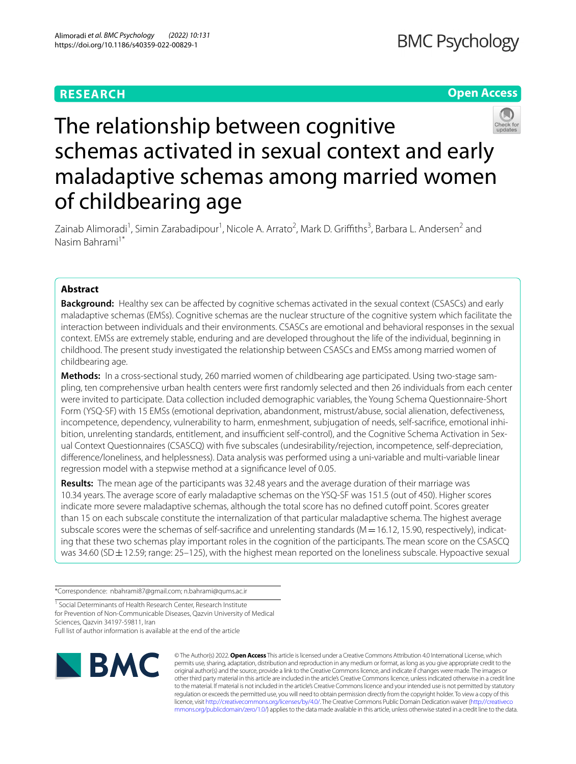RESEARCH

Open Access

# The relationship between cognitive schemas activated in sexual context and early maladaptive schemas among married women of childbearing age

Zainab Alimoradi[1], Simin Zarabadipour[1], Nicole A. Arrato[2], Mark D. Griffiths[3], Barbara L. Andersen[2] and Nasim Bahrami[1*]

## Abstract

**Background:** Healthy sex can be affected by cognitive schemas activated in the sexual context (CSASCs) and early maladaptive schemas (EMSs). Cognitive schemas are the nuclear structure of the cognitive system which facilitate the interaction between individuals and their environments. CSASCs are emotional and behavioral responses in the sexual context. EMSs are extremely stable, enduring and are developed throughout the life of the individual, beginning in childhood. The present study investigated the relationship between CSASCs and EMSs among married women of childbearing age.

**Methods:** In a cross-sectional study, 260 married women of childbearing age participated. Using two-stage sampling, ten comprehensive urban health centers were first randomly selected and then 26 individuals from each center were invited to participate. Data collection included demographic variables, the Young Schema Questionnaire-Short Form (YSQ-SF) with 15 EMSs (emotional deprivation, abandonment, mistrust/abuse, social alienation, defectiveness, incompetence, dependency, vulnerability to harm, enmeshment, subjugation of needs, self-sacrifice, emotional inhibition, unrelenting standards, entitlement, and insufficient self-control), and the Cognitive Schema Activation in Sexual Context Questionnaires (CSASCQ) with five subscales (undesirability/rejection, incompetence, self-depreciation, difference/loneliness, and helplessness). Data analysis was performed using a uni-variable and multi-variable linear regression model with a stepwise method at a significance level of 0.05.

**Results:** The mean age of the participants was 32.48 years and the average duration of their marriage was 10.34 years. The average score of early maladaptive schemas on the YSQ-SF was 151.5 (out of 450). Higher scores indicate more severe maladaptive schemas, although the total score has no defined cutoff point. Scores greater than 15 on each subscale constitute the internalization of that particular maladaptive schema. The highest average subscale scores were the schemas of self-sacrifice and unrelenting standards (M = 16.12, 15.90, respectively), indicating that these two schemas play important roles in the cognition of the participants. The mean score on the CSASCQ was 34.60 (SD ± 12.59; range: 25–125), with the highest mean reported on the loneliness subscale. Hypoactive sexual

*Correspondence: nbahrami87@gmail.com; n.bahrami@qums.ac.ir

[1] Social Determinants of Health Research Center, Research Institute for Prevention of Non-Communicable Diseases, Qazvin University of Medical Sciences, Qazvin 34197-59811, Iran

Full list of author information is available at the end of the article

© The Author(s) 2022. **Open Access** This article is licensed under a Creative Commons Attribution 4.0 International License, which permits use, sharing, adaptation, distribution and reproduction in any medium or format, as long as you give appropriate credit to the original author(s) and the source, provide a link to the Creative Commons licence, and indicate if changes were made. The images or other third party material in this article are included in the article's Creative Commons licence, unless indicated otherwise in a credit line to the material. If material is not included in the article's Creative Commons licence and your intended use is not permitted by statutory regulation or exceeds the permitted use, you will need to obtain permission directly from the copyright holder. To view a copy of this licence, visit http://creativecommons.org/licenses/by/4.0/. The Creative Commons Public Domain Dedication waiver (http://creativecommons.org/publicdomain/zero/1.0/) applies to the data made available in this article, unless otherwise stated in a credit line to the data.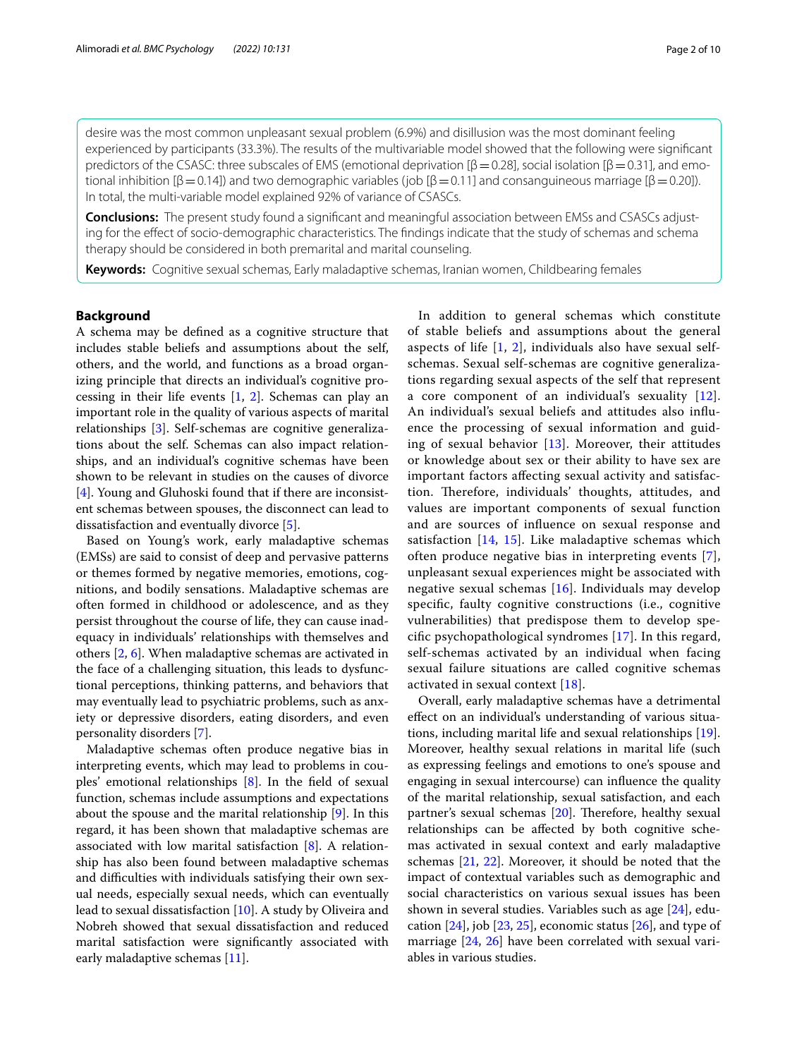desire was the most common unpleasant sexual problem (6.9%) and disillusion was the most dominant feeling experienced by participants (33.3%). The results of the multivariable model showed that the following were significant predictors of the CSASC: three subscales of EMS (emotional deprivation [$\beta = 0.28$], social isolation [$\beta = 0.31$], and emotional inhibition [$\beta = 0.14$]) and two demographic variables (job [$\beta = 0.11$] and consanguineous marriage [$\beta = 0.20$]). In total, the multi-variable model explained 92% of variance of CSASCs.

**Conclusions:** The present study found a significant and meaningful association between EMSs and CSASCs adjusting for the effect of socio-demographic characteristics. The findings indicate that the study of schemas and schema therapy should be considered in both premarital and marital counseling.

**Keywords:** Cognitive sexual schemas, Early maladaptive schemas, Iranian women, Childbearing females

## Background

A schema may be defined as a cognitive structure that includes stable beliefs and assumptions about the self, others, and the world, and functions as a broad organizing principle that directs an individual's cognitive processing in their life events [1, 2]. Schemas can play an important role in the quality of various aspects of marital relationships [3]. Self-schemas are cognitive generalizations about the self. Schemas can also impact relationships, and an individual's cognitive schemas have been shown to be relevant in studies on the causes of divorce [4]. Young and Gluhoski found that if there are inconsistent schemas between spouses, the disconnect can lead to dissatisfaction and eventually divorce [5].

Based on Young's work, early maladaptive schemas (EMSs) are said to consist of deep and pervasive patterns or themes formed by negative memories, emotions, cognitions, and bodily sensations. Maladaptive schemas are often formed in childhood or adolescence, and as they persist throughout the course of life, they can cause inadequacy in individuals' relationships with themselves and others [2, 6]. When maladaptive schemas are activated in the face of a challenging situation, this leads to dysfunctional perceptions, thinking patterns, and behaviors that may eventually lead to psychiatric problems, such as anxiety or depressive disorders, eating disorders, and even personality disorders [7].

Maladaptive schemas often produce negative bias in interpreting events, which may lead to problems in couples' emotional relationships [8]. In the field of sexual function, schemas include assumptions and expectations about the spouse and the marital relationship [9]. In this regard, it has been shown that maladaptive schemas are associated with low marital satisfaction [8]. A relationship has also been found between maladaptive schemas and difficulties with individuals satisfying their own sexual needs, especially sexual needs, which can eventually lead to sexual dissatisfaction [10]. A study by Oliveira and Nobreh showed that sexual dissatisfaction and reduced marital satisfaction were significantly associated with early maladaptive schemas [11].

In addition to general schemas which constitute of stable beliefs and assumptions about the general aspects of life [1, 2], individuals also have sexual self-schemas. Sexual self-schemas are cognitive generalizations regarding sexual aspects of the self that represent a core component of an individual's sexuality [12]. An individual's sexual beliefs and attitudes also influence the processing of sexual information and guiding of sexual behavior [13]. Moreover, their attitudes or knowledge about sex or their ability to have sex are important factors affecting sexual activity and satisfaction. Therefore, individuals' thoughts, attitudes, and values are important components of sexual function and are sources of influence on sexual response and satisfaction [14, 15]. Like maladaptive schemas which often produce negative bias in interpreting events [7], unpleasant sexual experiences might be associated with negative sexual schemas [16]. Individuals may develop specific, faulty cognitive constructions (i.e., cognitive vulnerabilities) that predispose them to develop specific psychopathological syndromes [17]. In this regard, self-schemas activated by an individual when facing sexual failure situations are called cognitive schemas activated in sexual context [18].

Overall, early maladaptive schemas have a detrimental effect on an individual's understanding of various situations, including marital life and sexual relationships [19]. Moreover, healthy sexual relations in marital life (such as expressing feelings and emotions to one's spouse and engaging in sexual intercourse) can influence the quality of the marital relationship, sexual satisfaction, and each partner's sexual schemas [20]. Therefore, healthy sexual relationships can be affected by both cognitive schemas activated in sexual context and early maladaptive schemas [21, 22]. Moreover, it should be noted that the impact of contextual variables such as demographic and social characteristics on various sexual issues has been shown in several studies. Variables such as age [24], education [24], job [23, 25], economic status [26], and type of marriage [24, 26] have been correlated with sexual variables in various studies.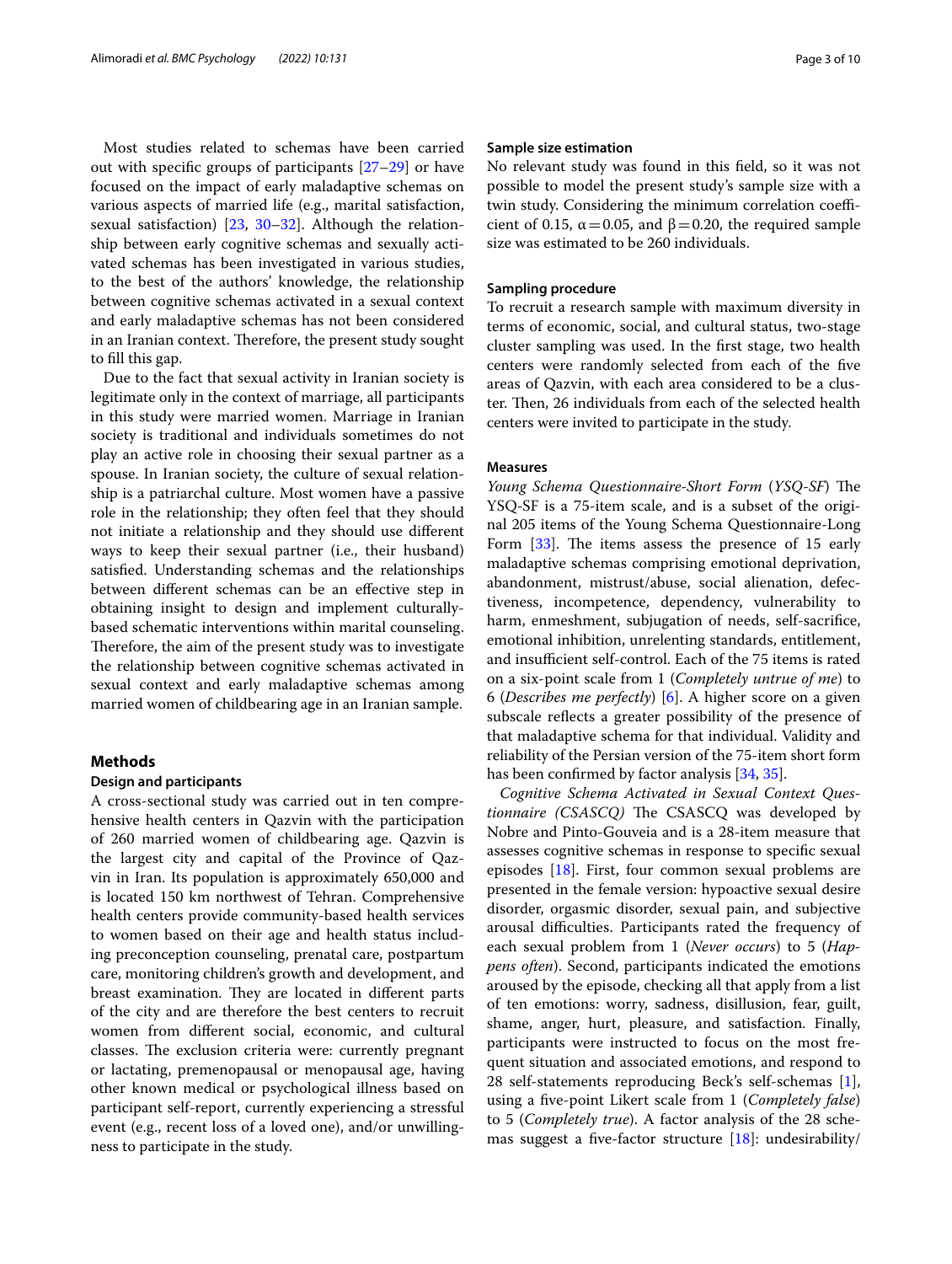Most studies related to schemas have been carried out with specific groups of participants [27–29] or have focused on the impact of early maladaptive schemas on various aspects of married life (e.g., marital satisfaction, sexual satisfaction) [23, 30–32]. Although the relationship between early cognitive schemas and sexually activated schemas has been investigated in various studies, to the best of the authors' knowledge, the relationship between cognitive schemas activated in a sexual context and early maladaptive schemas has not been considered in an Iranian context. Therefore, the present study sought to fill this gap.

Due to the fact that sexual activity in Iranian society is legitimate only in the context of marriage, all participants in this study were married women. Marriage in Iranian society is traditional and individuals sometimes do not play an active role in choosing their sexual partner as a spouse. In Iranian society, the culture of sexual relationship is a patriarchal culture. Most women have a passive role in the relationship; they often feel that they should not initiate a relationship and they should use different ways to keep their sexual partner (i.e., their husband) satisfied. Understanding schemas and the relationships between different schemas can be an effective step in obtaining insight to design and implement culturally-based schematic interventions within marital counseling. Therefore, the aim of the present study was to investigate the relationship between cognitive schemas activated in sexual context and early maladaptive schemas among married women of childbearing age in an Iranian sample.

## Methods

### Design and participants

A cross-sectional study was carried out in ten comprehensive health centers in Qazvin with the participation of 260 married women of childbearing age. Qazvin is the largest city and capital of the Province of Qazvin in Iran. Its population is approximately 650,000 and is located 150 km northwest of Tehran. Comprehensive health centers provide community-based health services to women based on their age and health status including preconception counseling, prenatal care, postpartum care, monitoring children's growth and development, and breast examination. They are located in different parts of the city and are therefore the best centers to recruit women from different social, economic, and cultural classes. The exclusion criteria were: currently pregnant or lactating, premenopausal or menopausal age, having other known medical or psychological illness based on participant self-report, currently experiencing a stressful event (e.g., recent loss of a loved one), and/or unwillingness to participate in the study.

### Sample size estimation

No relevant study was found in this field, so it was not possible to model the present study's sample size with a twin study. Considering the minimum correlation coefficient of 0.15, $\alpha = 0.05$, and $\beta = 0.20$, the required sample size was estimated to be 260 individuals.

### Sampling procedure

To recruit a research sample with maximum diversity in terms of economic, social, and cultural status, two-stage cluster sampling was used. In the first stage, two health centers were randomly selected from each of the five areas of Qazvin, with each area considered to be a cluster. Then, 26 individuals from each of the selected health centers were invited to participate in the study.

### Measures

*Young Schema Questionnaire-Short Form* (*YSQ-SF*) The YSQ-SF is a 75-item scale, and is a subset of the original 205 items of the Young Schema Questionnaire-Long Form [33]. The items assess the presence of 15 early maladaptive schemas comprising emotional deprivation, abandonment, mistrust/abuse, social alienation, defectiveness, incompetence, dependency, vulnerability to harm, enmeshment, subjugation of needs, self-sacrifice, emotional inhibition, unrelenting standards, entitlement, and insufficient self-control. Each of the 75 items is rated on a six-point scale from 1 (*Completely untrue of me*) to 6 (*Describes me perfectly*) [6]. A higher score on a given subscale reflects a greater possibility of the presence of that maladaptive schema for that individual. Validity and reliability of the Persian version of the 75-item short form has been confirmed by factor analysis [34, 35].

*Cognitive Schema Activated in Sexual Context Questionnaire (CSASCQ)* The CSASCQ was developed by Nobre and Pinto-Gouveia and is a 28-item measure that assesses cognitive schemas in response to specific sexual episodes [18]. First, four common sexual problems are presented in the female version: hypoactive sexual desire disorder, orgasmic disorder, sexual pain, and subjective arousal difficulties. Participants rated the frequency of each sexual problem from 1 (*Never occurs*) to 5 (*Happens often*). Second, participants indicated the emotions aroused by the episode, checking all that apply from a list of ten emotions: worry, sadness, disillusion, fear, guilt, shame, anger, hurt, pleasure, and satisfaction. Finally, participants were instructed to focus on the most frequent situation and associated emotions, and respond to 28 self-statements reproducing Beck's self-schemas [1], using a five-point Likert scale from 1 (*Completely false*) to 5 (*Completely true*). A factor analysis of the 28 schemas suggest a five-factor structure [18]: undesirability/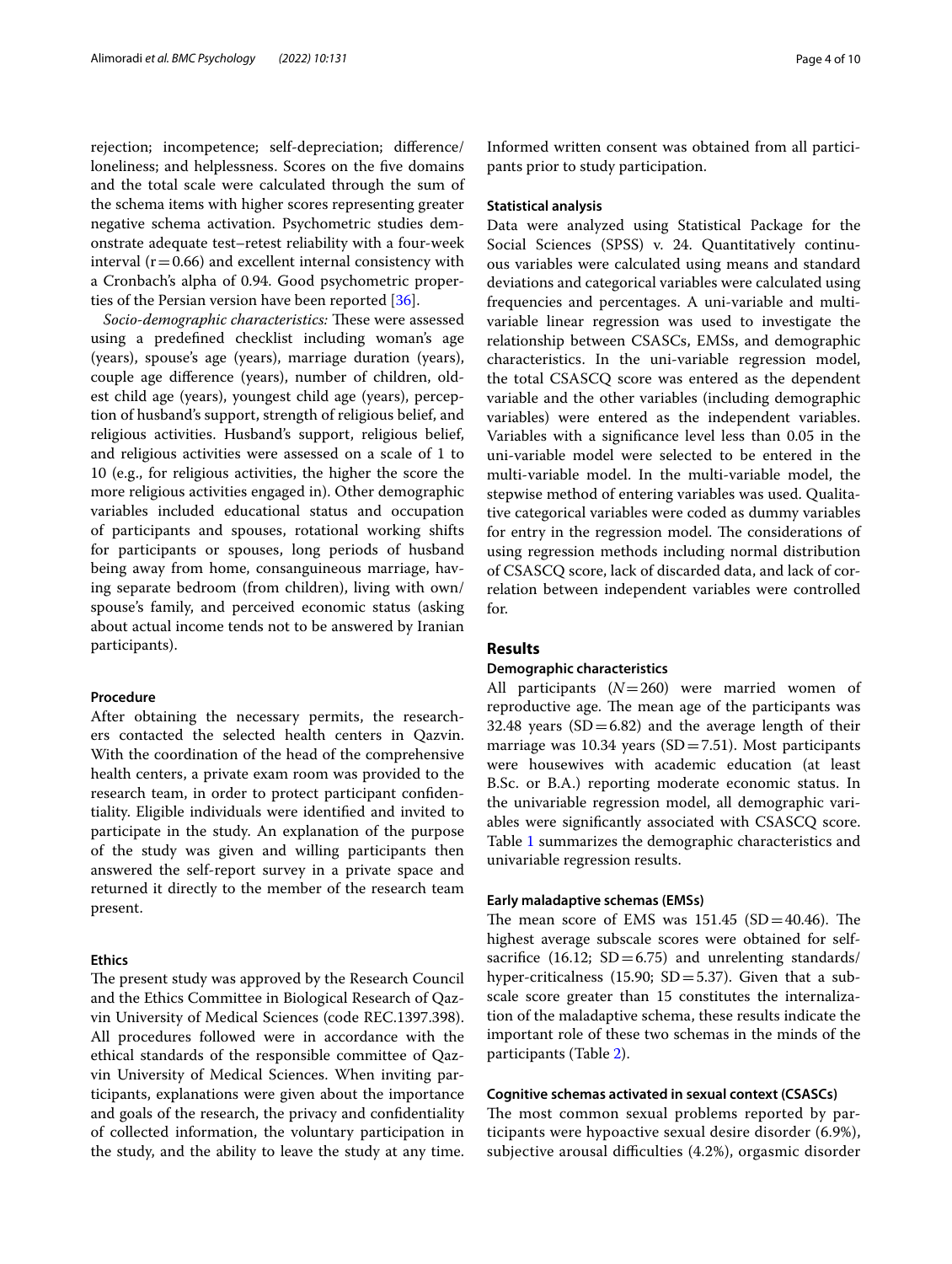rejection; incompetence; self-depreciation; difference/loneliness; and helplessness. Scores on the five domains and the total scale were calculated through the sum of the schema items with higher scores representing greater negative schema activation. Psychometric studies demonstrate adequate test–retest reliability with a four-week interval ($r=0.66$) and excellent internal consistency with a Cronbach's alpha of 0.94. Good psychometric properties of the Persian version have been reported [36].

*Socio-demographic characteristics:* These were assessed using a predefined checklist including woman's age (years), spouse's age (years), marriage duration (years), couple age difference (years), number of children, oldest child age (years), youngest child age (years), perception of husband's support, strength of religious belief, and religious activities. Husband's support, religious belief, and religious activities were assessed on a scale of 1 to 10 (e.g., for religious activities, the higher the score the more religious activities engaged in). Other demographic variables included educational status and occupation of participants and spouses, rotational working shifts for participants or spouses, long periods of husband being away from home, consanguineous marriage, having separate bedroom (from children), living with own/spouse's family, and perceived economic status (asking about actual income tends not to be answered by Iranian participants).

### Procedure

After obtaining the necessary permits, the researchers contacted the selected health centers in Qazvin. With the coordination of the head of the comprehensive health centers, a private exam room was provided to the research team, in order to protect participant confidentiality. Eligible individuals were identified and invited to participate in the study. An explanation of the purpose of the study was given and willing participants then answered the self-report survey in a private space and returned it directly to the member of the research team present.

### Ethics

The present study was approved by the Research Council and the Ethics Committee in Biological Research of Qazvin University of Medical Sciences (code REC.1397.398). All procedures followed were in accordance with the ethical standards of the responsible committee of Qazvin University of Medical Sciences. When inviting participants, explanations were given about the importance and goals of the research, the privacy and confidentiality of collected information, the voluntary participation in the study, and the ability to leave the study at any time. Informed written consent was obtained from all participants prior to study participation.

### Statistical analysis

Data were analyzed using Statistical Package for the Social Sciences (SPSS) v. 24. Quantitatively continuous variables were calculated using means and standard deviations and categorical variables were calculated using frequencies and percentages. A uni-variable and multi-variable linear regression was used to investigate the relationship between CSASCs, EMSs, and demographic characteristics. In the uni-variable regression model, the total CSASCQ score was entered as the dependent variable and the other variables (including demographic variables) were entered as the independent variables. Variables with a significance level less than 0.05 in the uni-variable model were selected to be entered in the multi-variable model. In the multi-variable model, the stepwise method of entering variables was used. Qualitative categorical variables were coded as dummy variables for entry in the regression model. The considerations of using regression methods including normal distribution of CSASCQ score, lack of discarded data, and lack of correlation between independent variables were controlled for.

## Results

### Demographic characteristics

All participants (*N*=260) were married women of reproductive age. The mean age of the participants was 32.48 years (SD=6.82) and the average length of their marriage was 10.34 years (SD=7.51). Most participants were housewives with academic education (at least B.Sc. or B.A.) reporting moderate economic status. In the univariable regression model, all demographic variables were significantly associated with CSASCQ score. Table 1 summarizes the demographic characteristics and univariable regression results.

### Early maladaptive schemas (EMSs)

The mean score of EMS was 151.45 (SD=40.46). The highest average subscale scores were obtained for self-sacrifice (16.12; SD=6.75) and unrelenting standards/hyper-criticalness (15.90; SD=5.37). Given that a subscale score greater than 15 constitutes the internalization of the maladaptive schema, these results indicate the important role of these two schemas in the minds of the participants (Table 2).

### Cognitive schemas activated in sexual context (CSASCs)

The most common sexual problems reported by participants were hypoactive sexual desire disorder (6.9%), subjective arousal difficulties (4.2%), orgasmic disorder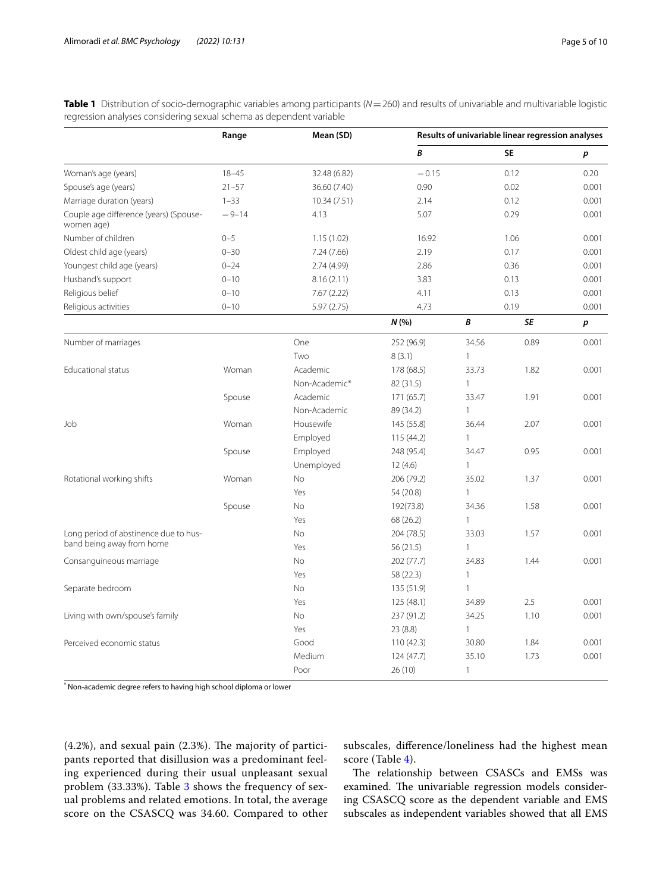**Table 1** Distribution of socio-demographic variables among participants (*N* = 260) and results of univariable and multivariable logistic regression analyses considering sexual schema as dependent variable

| | Range | Mean (SD) | Results of univariable linear regression analyses | | |
|---|---|---|---|---|---|
| | | | *B* | SE | *p* |
| Woman's age (years) | 18–45 | 32.48 (6.82) | −0.15 | 0.12 | 0.20 |
| Spouse's age (years) | 21–57 | 36.60 (7.40) | 0.90 | 0.02 | 0.001 |
| Marriage duration (years) | 1–33 | 10.34 (7.51) | 2.14 | 0.12 | 0.001 |
| Couple age difference (years) (Spouse-women age) | −9–14 | 4.13 | 5.07 | 0.29 | 0.001 |
| Number of children | 0–5 | 1.15 (1.02) | 16.92 | 1.06 | 0.001 |
| Oldest child age (years) | 0–30 | 7.24 (7.66) | 2.19 | 0.17 | 0.001 |
| Youngest child age (years) | 0–24 | 2.74 (4.99) | 2.86 | 0.36 | 0.001 |
| Husband's support | 0–10 | 8.16 (2.11) | 3.83 | 0.13 | 0.001 |
| Religious belief | 0–10 | 7.67 (2.22) | 4.11 | 0.13 | 0.001 |
| Religious activities | 0–10 | 5.97 (2.75) | 4.73 | 0.19 | 0.001 |

| | | | *N* (%) | *B* | *SE* | *p* |
|---|---|---|---|---|---|---|
| Number of marriages | | One | 252 (96.9) | 34.56 | 0.89 | 0.001 |
| | | Two | 8 (3.1) | 1 | | |
| Educational status | Woman | Academic | 178 (68.5) | 33.73 | 1.82 | 0.001 |
| | | Non-Academic* | 82 (31.5) | 1 | | |
| | Spouse | Academic | 171 (65.7) | 33.47 | 1.91 | 0.001 |
| | | Non-Academic | 89 (34.2) | 1 | | |
| Job | Woman | Housewife | 145 (55.8) | 36.44 | 2.07 | 0.001 |
| | | Employed | 115 (44.2) | 1 | | |
| | Spouse | Employed | 248 (95.4) | 34.47 | 0.95 | 0.001 |
| | | Unemployed | 12 (4.6) | 1 | | |
| Rotational working shifts | Woman | No | 206 (79.2) | 35.02 | 1.37 | 0.001 |
| | | Yes | 54 (20.8) | 1 | | |
| | Spouse | No | 192(73.8) | 34.36 | 1.58 | 0.001 |
| | | Yes | 68 (26.2) | 1 | | |
| Long period of abstinence due to husband being away from home | | No | 204 (78.5) | 33.03 | 1.57 | 0.001 |
| | | Yes | 56 (21.5) | 1 | | |
| Consanguineous marriage | | No | 202 (77.7) | 34.83 | 1.44 | 0.001 |
| | | Yes | 58 (22.3) | 1 | | |
| Separate bedroom | | No | 135 (51.9) | 1 | | |
| | | Yes | 125 (48.1) | 34.89 | 2.5 | 0.001 |
| Living with own/spouse's family | | No | 237 (91.2) | 34.25 | 1.10 | 0.001 |
| | | Yes | 23 (8.8) | 1 | | |
| Perceived economic status | | Good | 110 (42.3) | 30.80 | 1.84 | 0.001 |
| | | Medium | 124 (47.7) | 35.10 | 1.73 | 0.001 |
| | | Poor | 26 (10) | 1 | | |

\* Non-academic degree refers to having high school diploma or lower

(4.2%), and sexual pain (2.3%). The majority of participants reported that disillusion was a predominant feeling experienced during their usual unpleasant sexual problem (33.33%). Table 3 shows the frequency of sexual problems and related emotions. In total, the average score on the CSASCQ was 34.60. Compared to other subscales, difference/loneliness had the highest mean score (Table 4).

The relationship between CSASCs and EMSs was examined. The univariable regression models considering CSASCQ score as the dependent variable and EMS subscales as independent variables showed that all EMS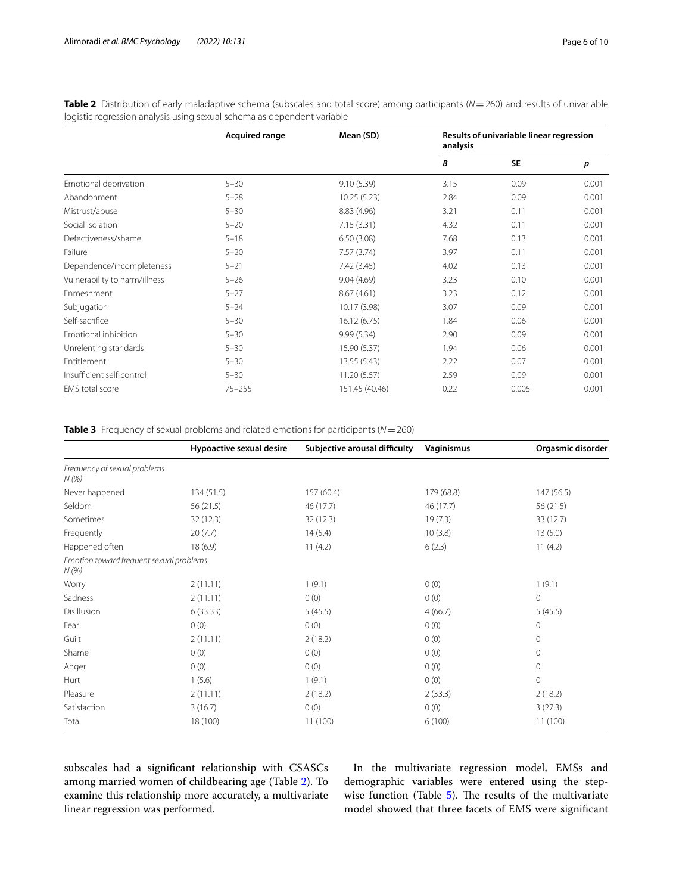**Table 2** Distribution of early maladaptive schema (subscales and total score) among participants ($N = 260$) and results of univariable logistic regression analysis using sexual schema as dependent variable

| | Acquired range | Mean (SD) | Results of univariable linear regression analysis | | |
|---|---|---|---|---|---|
| | | | *B* | SE | *p* |
| Emotional deprivation | 5–30 | 9.10 (5.39) | 3.15 | 0.09 | 0.001 |
| Abandonment | 5–28 | 10.25 (5.23) | 2.84 | 0.09 | 0.001 |
| Mistrust/abuse | 5–30 | 8.83 (4.96) | 3.21 | 0.11 | 0.001 |
| Social isolation | 5–20 | 7.15 (3.31) | 4.32 | 0.11 | 0.001 |
| Defectiveness/shame | 5–18 | 6.50 (3.08) | 7.68 | 0.13 | 0.001 |
| Failure | 5–20 | 7.57 (3.74) | 3.97 | 0.11 | 0.001 |
| Dependence/incompleteness | 5–21 | 7.42 (3.45) | 4.02 | 0.13 | 0.001 |
| Vulnerability to harm/illness | 5–26 | 9.04 (4.69) | 3.23 | 0.10 | 0.001 |
| Enmeshment | 5–27 | 8.67 (4.61) | 3.23 | 0.12 | 0.001 |
| Subjugation | 5–24 | 10.17 (3.98) | 3.07 | 0.09 | 0.001 |
| Self-sacrifice | 5–30 | 16.12 (6.75) | 1.84 | 0.06 | 0.001 |
| Emotional inhibition | 5–30 | 9.99 (5.34) | 2.90 | 0.09 | 0.001 |
| Unrelenting standards | 5–30 | 15.90 (5.37) | 1.94 | 0.06 | 0.001 |
| Entitlement | 5–30 | 13.55 (5.43) | 2.22 | 0.07 | 0.001 |
| Insufficient self-control | 5–30 | 11.20 (5.57) | 2.59 | 0.09 | 0.001 |
| EMS total score | 75–255 | 151.45 (40.46) | 0.22 | 0.005 | 0.001 |

**Table 3** Frequency of sexual problems and related emotions for participants ($N = 260$)

| | Hypoactive sexual desire | Subjective arousal difficulty | Vaginismus | Orgasmic disorder |
|---|---|---|---|---|
| *Frequency of sexual problems N (%)* | | | | |
| Never happened | 134 (51.5) | 157 (60.4) | 179 (68.8) | 147 (56.5) |
| Seldom | 56 (21.5) | 46 (17.7) | 46 (17.7) | 56 (21.5) |
| Sometimes | 32 (12.3) | 32 (12.3) | 19 (7.3) | 33 (12.7) |
| Frequently | 20 (7.7) | 14 (5.4) | 10 (3.8) | 13 (5.0) |
| Happened often | 18 (6.9) | 11 (4.2) | 6 (2.3) | 11 (4.2) |
| *Emotion toward frequent sexual problems N (%)* | | | | |
| Worry | 2 (11.11) | 1 (9.1) | 0 (0) | 1 (9.1) |
| Sadness | 2 (11.11) | 0 (0) | 0 (0) | 0 |
| Disillusion | 6 (33.33) | 5 (45.5) | 4 (66.7) | 5 (45.5) |
| Fear | 0 (0) | 0 (0) | 0 (0) | 0 |
| Guilt | 2 (11.11) | 2 (18.2) | 0 (0) | 0 |
| Shame | 0 (0) | 0 (0) | 0 (0) | 0 |
| Anger | 0 (0) | 0 (0) | 0 (0) | 0 |
| Hurt | 1 (5.6) | 1 (9.1) | 0 (0) | 0 |
| Pleasure | 2 (11.11) | 2 (18.2) | 2 (33.3) | 2 (18.2) |
| Satisfaction | 3 (16.7) | 0 (0) | 0 (0) | 3 (27.3) |
| Total | 18 (100) | 11 (100) | 6 (100) | 11 (100) |

subscales had a significant relationship with CSASCs among married women of childbearing age (Table 2). To examine this relationship more accurately, a multivariate linear regression was performed.

In the multivariate regression model, EMSs and demographic variables were entered using the stepwise function (Table 5). The results of the multivariate model showed that three facets of EMS were significant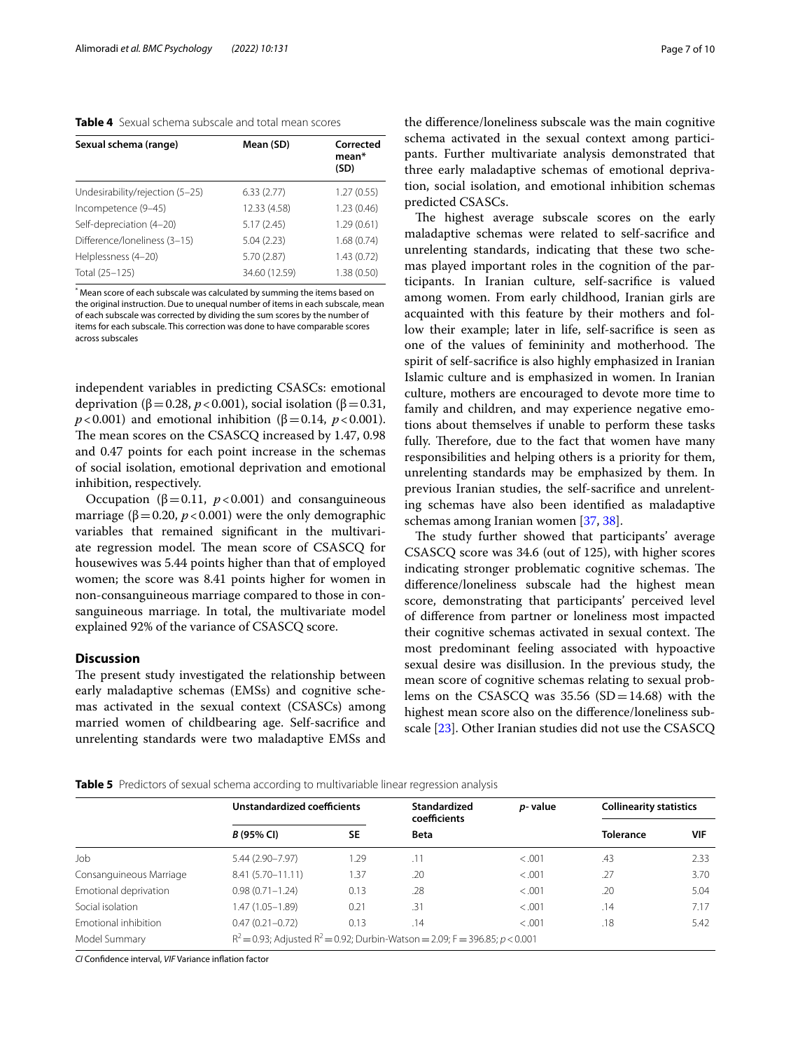**Table 4** Sexual schema subscale and total mean scores

| Sexual schema (range) | Mean (SD) | Corrected mean* (SD) |
|---|---|---|
| Undesirability/rejection (5–25) | 6.33 (2.77) | 1.27 (0.55) |
| Incompetence (9–45) | 12.33 (4.58) | 1.23 (0.46) |
| Self-depreciation (4–20) | 5.17 (2.45) | 1.29 (0.61) |
| Difference/loneliness (3–15) | 5.04 (2.23) | 1.68 (0.74) |
| Helplessness (4–20) | 5.70 (2.87) | 1.43 (0.72) |
| Total (25–125) | 34.60 (12.59) | 1.38 (0.50) |

* Mean score of each subscale was calculated by summing the items based on the original instruction. Due to unequal number of items in each subscale, mean of each subscale was corrected by dividing the sum scores by the number of items for each subscale. This correction was done to have comparable scores across subscales

independent variables in predicting CSASCs: emotional deprivation ($\beta = 0.28$, $p < 0.001$), social isolation ($\beta = 0.31$, $p < 0.001$) and emotional inhibition ($\beta = 0.14$, $p < 0.001$). The mean scores on the CSASCQ increased by 1.47, 0.98 and 0.47 points for each point increase in the schemas of social isolation, emotional deprivation and emotional inhibition, respectively.

Occupation ($\beta = 0.11$, $p < 0.001$) and consanguineous marriage ($\beta = 0.20$, $p < 0.001$) were the only demographic variables that remained significant in the multivariate regression model. The mean score of CSASCQ for housewives was 5.44 points higher than that of employed women; the score was 8.41 points higher for women in non-consanguineous marriage compared to those in consanguineous marriage. In total, the multivariate model explained 92% of the variance of CSASCQ score.

## Discussion

The present study investigated the relationship between early maladaptive schemas (EMSs) and cognitive schemas activated in the sexual context (CSASCs) among married women of childbearing age. Self-sacrifice and unrelenting standards were two maladaptive EMSs and the difference/loneliness subscale was the main cognitive schema activated in the sexual context among participants. Further multivariate analysis demonstrated that three early maladaptive schemas of emotional deprivation, social isolation, and emotional inhibition schemas predicted CSASCs.

The highest average subscale scores on the early maladaptive schemas were related to self-sacrifice and unrelenting standards, indicating that these two schemas played important roles in the cognition of the participants. In Iranian culture, self-sacrifice is valued among women. From early childhood, Iranian girls are acquainted with this feature by their mothers and follow their example; later in life, self-sacrifice is seen as one of the values of femininity and motherhood. The spirit of self-sacrifice is also highly emphasized in Iranian Islamic culture and is emphasized in women. In Iranian culture, mothers are encouraged to devote more time to family and children, and may experience negative emotions about themselves if unable to perform these tasks fully. Therefore, due to the fact that women have many responsibilities and helping others is a priority for them, unrelenting standards may be emphasized by them. In previous Iranian studies, the self-sacrifice and unrelenting schemas have also been identified as maladaptive schemas among Iranian women [37, 38].

The study further showed that participants' average CSASCQ score was 34.6 (out of 125), with higher scores indicating stronger problematic cognitive schemas. The difference/loneliness subscale had the highest mean score, demonstrating that participants' perceived level of difference from partner or loneliness most impacted their cognitive schemas activated in sexual context. The most predominant feeling associated with hypoactive sexual desire was disillusion. In the previous study, the mean score of cognitive schemas relating to sexual problems on the CSASCQ was 35.56 (SD = 14.68) with the highest mean score also on the difference/loneliness subscale [23]. Other Iranian studies did not use the CSASCQ

**Table 5** Predictors of sexual schema according to multivariable linear regression analysis

| | Unstandardized coefficients | | Standardized coefficients | *p*- value | Collinearity statistics | |
|---|---|---|---|---|---|---|
| | *B* (95% CI) | SE | Beta | | Tolerance | VIF |
| Job | 5.44 (2.90–7.97) | 1.29 | .11 | <.001 | .43 | 2.33 |
| Consanguineous Marriage | 8.41 (5.70–11.11) | 1.37 | .20 | <.001 | .27 | 3.70 |
| Emotional deprivation | 0.98 (0.71–1.24) | 0.13 | .28 | <.001 | .20 | 5.04 |
| Social isolation | 1.47 (1.05–1.89) | 0.21 | .31 | <.001 | .14 | 7.17 |
| Emotional inhibition | 0.47 (0.21–0.72) | 0.13 | .14 | <.001 | .18 | 5.42 |
| Model Summary | $R^2 = 0.93$; Adjusted $R^2 = 0.92$; Durbin-Watson = 2.09; F = 396.85; $p < 0.001$ | | | | | |

*CI* Confidence interval, *VIF* Variance inflation factor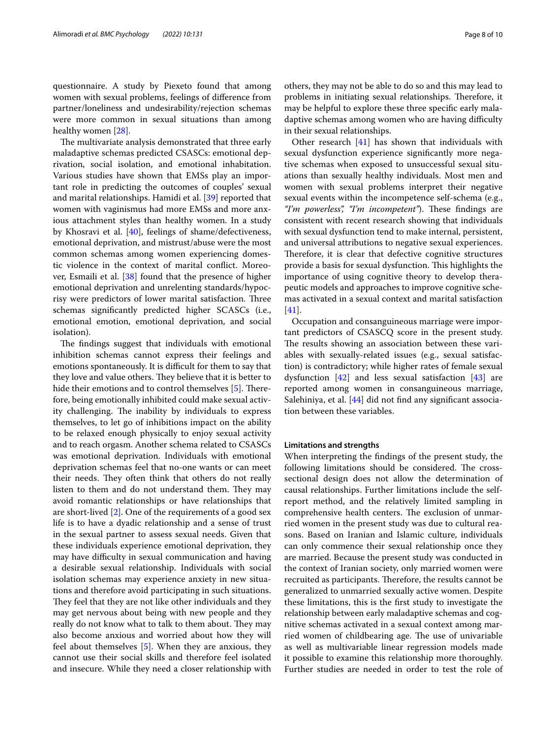questionnaire. A study by Piexeto found that among women with sexual problems, feelings of difference from partner/loneliness and undesirability/rejection schemas were more common in sexual situations than among healthy women [28].

The multivariate analysis demonstrated that three early maladaptive schemas predicted CSASCs: emotional deprivation, social isolation, and emotional inhabitation. Various studies have shown that EMSs play an important role in predicting the outcomes of couples' sexual and marital relationships. Hamidi et al. [39] reported that women with vaginismus had more EMSs and more anxious attachment styles than healthy women. In a study by Khosravi et al. [40], feelings of shame/defectiveness, emotional deprivation, and mistrust/abuse were the most common schemas among women experiencing domestic violence in the context of marital conflict. Moreover, Esmaili et al. [38] found that the presence of higher emotional deprivation and unrelenting standards/hypocrisy were predictors of lower marital satisfaction. Three schemas significantly predicted higher SCASCs (i.e., emotional emotion, emotional deprivation, and social isolation).

The findings suggest that individuals with emotional inhibition schemas cannot express their feelings and emotions spontaneously. It is difficult for them to say that they love and value others. They believe that it is better to hide their emotions and to control themselves [5]. Therefore, being emotionally inhibited could make sexual activity challenging. The inability by individuals to express themselves, to let go of inhibitions impact on the ability to be relaxed enough physically to enjoy sexual activity and to reach orgasm. Another schema related to CSASCs was emotional deprivation. Individuals with emotional deprivation schemas feel that no-one wants or can meet their needs. They often think that others do not really listen to them and do not understand them. They may avoid romantic relationships or have relationships that are short-lived [2]. One of the requirements of a good sex life is to have a dyadic relationship and a sense of trust in the sexual partner to assess sexual needs. Given that these individuals experience emotional deprivation, they may have difficulty in sexual communication and having a desirable sexual relationship. Individuals with social isolation schemas may experience anxiety in new situations and therefore avoid participating in such situations. They feel that they are not like other individuals and they may get nervous about being with new people and they really do not know what to talk to them about. They may also become anxious and worried about how they will feel about themselves [5]. When they are anxious, they cannot use their social skills and therefore feel isolated and insecure. While they need a closer relationship with others, they may not be able to do so and this may lead to problems in initiating sexual relationships. Therefore, it may be helpful to explore these three specific early maladaptive schemas among women who are having difficulty in their sexual relationships.

Other research [41] has shown that individuals with sexual dysfunction experience significantly more negative schemas when exposed to unsuccessful sexual situations than sexually healthy individuals. Most men and women with sexual problems interpret their negative sexual events within the incompetence self-schema (e.g., *"I'm powerless", "I'm incompetent"*). These findings are consistent with recent research showing that individuals with sexual dysfunction tend to make internal, persistent, and universal attributions to negative sexual experiences. Therefore, it is clear that defective cognitive structures provide a basis for sexual dysfunction. This highlights the importance of using cognitive theory to develop therapeutic models and approaches to improve cognitive schemas activated in a sexual context and marital satisfaction [41].

Occupation and consanguineous marriage were important predictors of CSASCQ score in the present study. The results showing an association between these variables with sexually-related issues (e.g., sexual satisfaction) is contradictory; while higher rates of female sexual dysfunction [42] and less sexual satisfaction [43] are reported among women in consanguineous marriage, Salehiniya, et al. [44] did not find any significant association between these variables.

### Limitations and strengths

When interpreting the findings of the present study, the following limitations should be considered. The cross-sectional design does not allow the determination of causal relationships. Further limitations include the self-report method, and the relatively limited sampling in comprehensive health centers. The exclusion of unmarried women in the present study was due to cultural reasons. Based on Iranian and Islamic culture, individuals can only commence their sexual relationship once they are married. Because the present study was conducted in the context of Iranian society, only married women were recruited as participants. Therefore, the results cannot be generalized to unmarried sexually active women. Despite these limitations, this is the first study to investigate the relationship between early maladaptive schemas and cognitive schemas activated in a sexual context among married women of childbearing age. The use of univariable as well as multivariable linear regression models made it possible to examine this relationship more thoroughly. Further studies are needed in order to test the role of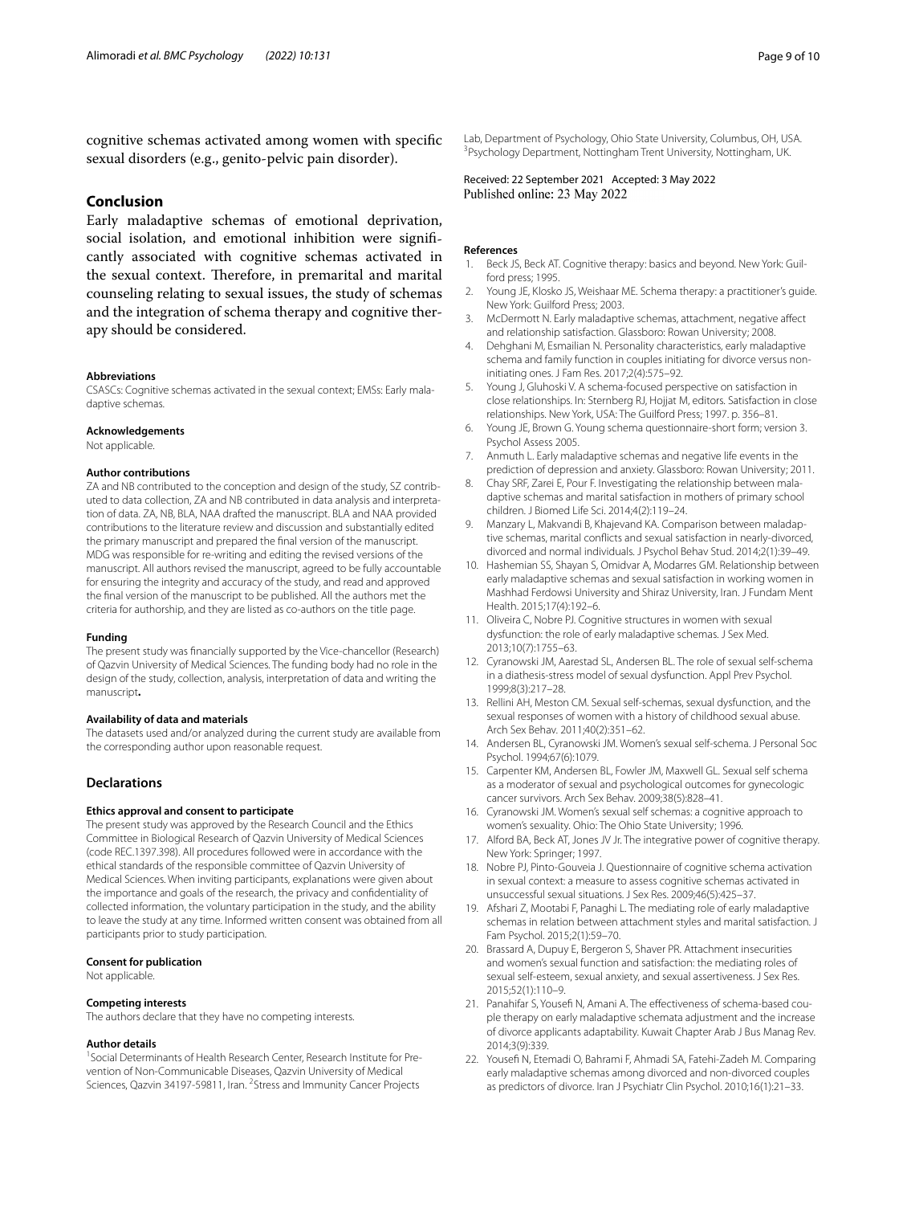cognitive schemas activated among women with specific sexual disorders (e.g., genito-pelvic pain disorder).

## Conclusion

Early maladaptive schemas of emotional deprivation, social isolation, and emotional inhibition were significantly associated with cognitive schemas activated in the sexual context. Therefore, in premarital and marital counseling relating to sexual issues, the study of schemas and the integration of schema therapy and cognitive therapy should be considered.

#### Abbreviations

CSASCs: Cognitive schemas activated in the sexual context; EMSs: Early maladaptive schemas.

#### Acknowledgements

Not applicable.

#### Author contributions

ZA and NB contributed to the conception and design of the study, SZ contributed to data collection, ZA and NB contributed in data analysis and interpretation of data. ZA, NB, BLA, NAA drafted the manuscript. BLA and NAA provided contributions to the literature review and discussion and substantially edited the primary manuscript and prepared the final version of the manuscript. MDG was responsible for re-writing and editing the revised versions of the manuscript. All authors revised the manuscript, agreed to be fully accountable for ensuring the integrity and accuracy of the study, and read and approved the final version of the manuscript to be published. All the authors met the criteria for authorship, and they are listed as co-authors on the title page.

#### Funding

The present study was financially supported by the Vice-chancellor (Research) of Qazvin University of Medical Sciences. The funding body had no role in the design of the study, collection, analysis, interpretation of data and writing the manuscript**.**

#### Availability of data and materials

The datasets used and/or analyzed during the current study are available from the corresponding author upon reasonable request.

## Declarations

#### Ethics approval and consent to participate

The present study was approved by the Research Council and the Ethics Committee in Biological Research of Qazvin University of Medical Sciences (code REC.1397.398). All procedures followed were in accordance with the ethical standards of the responsible committee of Qazvin University of Medical Sciences. When inviting participants, explanations were given about the importance and goals of the research, the privacy and confidentiality of collected information, the voluntary participation in the study, and the ability to leave the study at any time. Informed written consent was obtained from all participants prior to study participation.

#### Consent for publication

Not applicable.

#### Competing interests

The authors declare that they have no competing interests.

#### Author details

[1]Social Determinants of Health Research Center, Research Institute for Prevention of Non-Communicable Diseases, Qazvin University of Medical Sciences, Qazvin 34197-59811, Iran. [2]Stress and Immunity Cancer Projects Lab, Department of Psychology, Ohio State University, Columbus, OH, USA. [3]Psychology Department, Nottingham Trent University, Nottingham, UK.

Received: 22 September 2021 Accepted: 3 May 2022
Published online: 23 May 2022

#### References

1. Beck JS, Beck AT. Cognitive therapy: basics and beyond. New York: Guilford press; 1995.
2. Young JE, Klosko JS, Weishaar ME. Schema therapy: a practitioner's guide. New York: Guilford Press; 2003.
3. McDermott N. Early maladaptive schemas, attachment, negative affect and relationship satisfaction. Glassboro: Rowan University; 2008.
4. Dehghani M, Esmailian N. Personality characteristics, early maladaptive schema and family function in couples initiating for divorce versus non-initiating ones. J Fam Res. 2017;2(4):575–92.
5. Young J, Gluhoski V. A schema-focused perspective on satisfaction in close relationships. In: Sternberg RJ, Hojjat M, editors. Satisfaction in close relationships. New York, USA: The Guilford Press; 1997. p. 356–81.
6. Young JE, Brown G. Young schema questionnaire-short form; version 3. Psychol Assess 2005.
7. Anmuth L. Early maladaptive schemas and negative life events in the prediction of depression and anxiety. Glassboro: Rowan University; 2011.
8. Chay SRF, Zarei E, Pour F. Investigating the relationship between maladaptive schemas and marital satisfaction in mothers of primary school children. J Biomed Life Sci. 2014;4(2):119–24.
9. Manzary L, Makvandi B, Khajevand KA. Comparison between maladaptive schemas, marital conflicts and sexual satisfaction in nearly-divorced, divorced and normal individuals. J Psychol Behav Stud. 2014;2(1):39–49.
10. Hashemian SS, Shayan S, Omidvar A, Modarres GM. Relationship between early maladaptive schemas and sexual satisfaction in working women in Mashhad Ferdowsi University and Shiraz University, Iran. J Fundam Ment Health. 2015;17(4):192–6.
11. Oliveira C, Nobre PJ. Cognitive structures in women with sexual dysfunction: the role of early maladaptive schemas. J Sex Med. 2013;10(7):1755–63.
12. Cyranowski JM, Aarestad SL, Andersen BL. The role of sexual self-schema in a diathesis-stress model of sexual dysfunction. Appl Prev Psychol. 1999;8(3):217–28.
13. Rellini AH, Meston CM. Sexual self-schemas, sexual dysfunction, and the sexual responses of women with a history of childhood sexual abuse. Arch Sex Behav. 2011;40(2):351–62.
14. Andersen BL, Cyranowski JM. Women's sexual self-schema. J Personal Soc Psychol. 1994;67(6):1079.
15. Carpenter KM, Andersen BL, Fowler JM, Maxwell GL. Sexual self schema as a moderator of sexual and psychological outcomes for gynecologic cancer survivors. Arch Sex Behav. 2009;38(5):828–41.
16. Cyranowski JM. Women's sexual self schemas: a cognitive approach to women's sexuality. Ohio: The Ohio State University; 1996.
17. Alford BA, Beck AT, Jones JV Jr. The integrative power of cognitive therapy. New York: Springer; 1997.
18. Nobre PJ, Pinto-Gouveia J. Questionnaire of cognitive schema activation in sexual context: a measure to assess cognitive schemas activated in unsuccessful sexual situations. J Sex Res. 2009;46(5):425–37.
19. Afshari Z, Mootabi F, Panaghi L. The mediating role of early maladaptive schemas in relation between attachment styles and marital satisfaction. J Fam Psychol. 2015;2(1):59–70.
20. Brassard A, Dupuy E, Bergeron S, Shaver PR. Attachment insecurities and women's sexual function and satisfaction: the mediating roles of sexual self-esteem, sexual anxiety, and sexual assertiveness. J Sex Res. 2015;52(1):110–9.
21. Panahifar S, Yousefi N, Amani A. The effectiveness of schema-based couple therapy on early maladaptive schemata adjustment and the increase of divorce applicants adaptability. Kuwait Chapter Arab J Bus Manag Rev. 2014;3(9):339.
22. Yousefi N, Etemadi O, Bahrami F, Ahmadi SA, Fatehi-Zadeh M. Comparing early maladaptive schemas among divorced and non-divorced couples as predictors of divorce. Iran J Psychiatr Clin Psychol. 2010;16(1):21–33.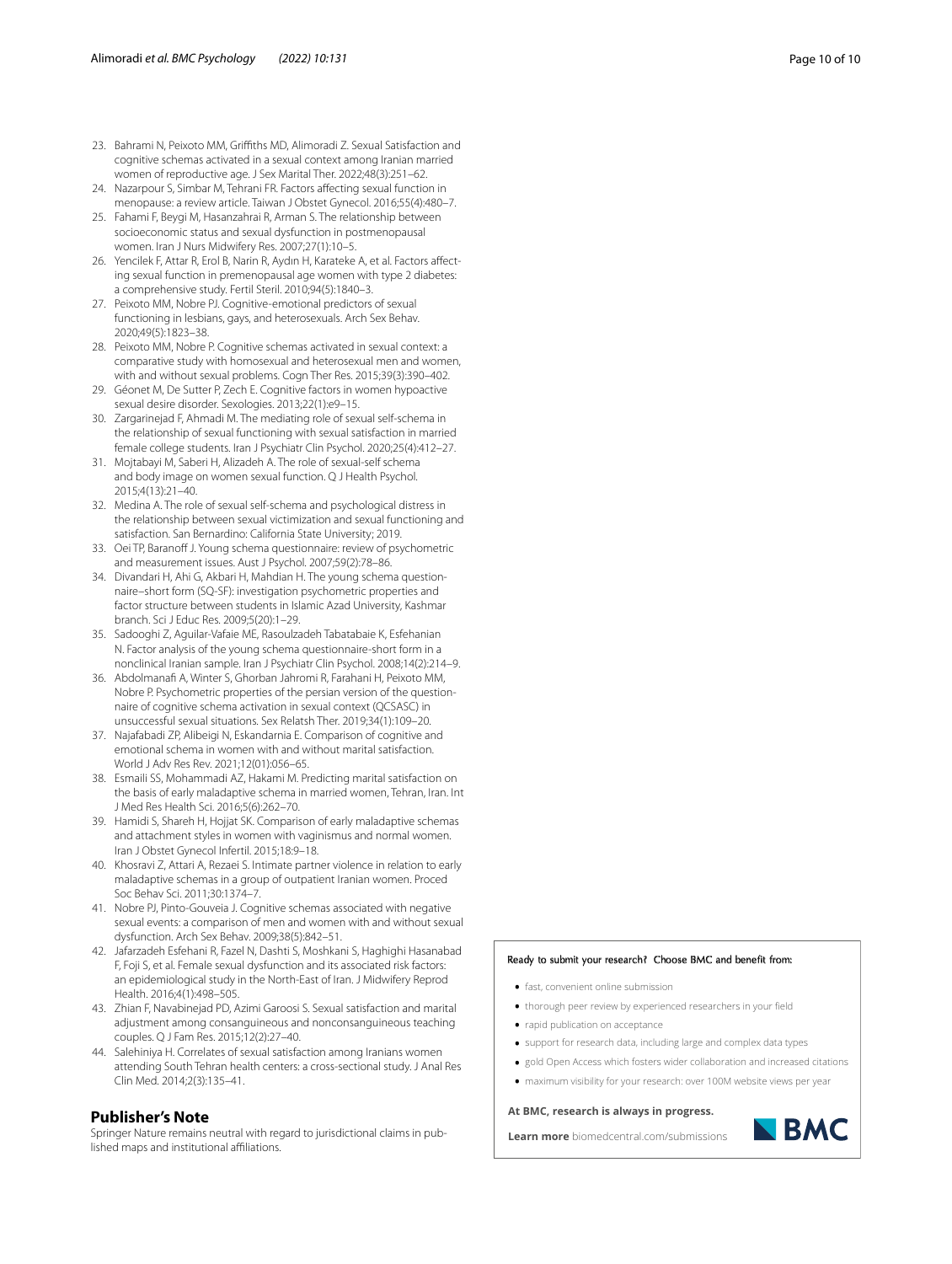23. Bahrami N, Peixoto MM, Griffiths MD, Alimoradi Z. Sexual Satisfaction and cognitive schemas activated in a sexual context among Iranian married women of reproductive age. J Sex Marital Ther. 2022;48(3):251–62.
24. Nazarpour S, Simbar M, Tehrani FR. Factors affecting sexual function in menopause: a review article. Taiwan J Obstet Gynecol. 2016;55(4):480–7.
25. Fahami F, Beygi M, Hasanzahrai R, Arman S. The relationship between socioeconomic status and sexual dysfunction in postmenopausal women. Iran J Nurs Midwifery Res. 2007;27(1):10–5.
26. Yencilek F, Attar R, Erol B, Narin R, Aydın H, Karateke A, et al. Factors affecting sexual function in premenopausal age women with type 2 diabetes: a comprehensive study. Fertil Steril. 2010;94(5):1840–3.
27. Peixoto MM, Nobre PJ. Cognitive-emotional predictors of sexual functioning in lesbians, gays, and heterosexuals. Arch Sex Behav. 2020;49(5):1823–38.
28. Peixoto MM, Nobre P. Cognitive schemas activated in sexual context: a comparative study with homosexual and heterosexual men and women, with and without sexual problems. Cogn Ther Res. 2015;39(3):390–402.
29. Géonet M, De Sutter P, Zech E. Cognitive factors in women hypoactive sexual desire disorder. Sexologies. 2013;22(1):e9–15.
30. Zargarinejad F, Ahmadi M. The mediating role of sexual self-schema in the relationship of sexual functioning with sexual satisfaction in married female college students. Iran J Psychiatr Clin Psychol. 2020;25(4):412–27.
31. Mojtabayi M, Saberi H, Alizadeh A. The role of sexual-self schema and body image on women sexual function. Q J Health Psychol. 2015;4(13):21–40.
32. Medina A. The role of sexual self-schema and psychological distress in the relationship between sexual victimization and sexual functioning and satisfaction. San Bernardino: California State University; 2019.
33. Oei TP, Baranoff J. Young schema questionnaire: review of psychometric and measurement issues. Aust J Psychol. 2007;59(2):78–86.
34. Divandari H, Ahi G, Akbari H, Mahdian H. The young schema questionnaire–short form (SQ-SF): investigation psychometric properties and factor structure between students in Islamic Azad University, Kashmar branch. Sci J Educ Res. 2009;5(20):1–29.
35. Sadooghi Z, Aguilar-Vafaie ME, Rasoulzadeh Tabatabaie K, Esfehanian N. Factor analysis of the young schema questionnaire-short form in a nonclinical Iranian sample. Iran J Psychiatr Clin Psychol. 2008;14(2):214–9.
36. Abdolmanafi A, Winter S, Ghorban Jahromi R, Farahani H, Peixoto MM, Nobre P. Psychometric properties of the persian version of the questionnaire of cognitive schema activation in sexual context (QCSASC) in unsuccessful sexual situations. Sex Relatsh Ther. 2019;34(1):109–20.
37. Najafabadi ZP, Alibeigi N, Eskandarnia E. Comparison of cognitive and emotional schema in women with and without marital satisfaction. World J Adv Res Rev. 2021;12(01):056–65.
38. Esmaili SS, Mohammadi AZ, Hakami M. Predicting marital satisfaction on the basis of early maladaptive schema in married women, Tehran, Iran. Int J Med Res Health Sci. 2016;5(6):262–70.
39. Hamidi S, Shareh H, Hojjat SK. Comparison of early maladaptive schemas and attachment styles in women with vaginismus and normal women. Iran J Obstet Gynecol Infertil. 2015;18:9–18.
40. Khosravi Z, Attari A, Rezaei S. Intimate partner violence in relation to early maladaptive schemas in a group of outpatient Iranian women. Proced Soc Behav Sci. 2011;30:1374–7.
41. Nobre PJ, Pinto-Gouveia J. Cognitive schemas associated with negative sexual events: a comparison of men and women with and without sexual dysfunction. Arch Sex Behav. 2009;38(5):842–51.
42. Jafarzadeh Esfehani R, Fazel N, Dashti S, Moshkani S, Haghighi Hasanabad F, Foji S, et al. Female sexual dysfunction and its associated risk factors: an epidemiological study in the North-East of Iran. J Midwifery Reprod Health. 2016;4(1):498–505.
43. Zhian F, Navabinejad PD, Azimi Garoosi S. Sexual satisfaction and marital adjustment among consanguineous and nonconsanguineous teaching couples. Q J Fam Res. 2015;12(2):27–40.
44. Salehiniya H. Correlates of sexual satisfaction among Iranians women attending South Tehran health centers: a cross-sectional study. J Anal Res Clin Med. 2014;2(3):135–41.

## Publisher's Note

Springer Nature remains neutral with regard to jurisdictional claims in published maps and institutional affiliations.

Ready to submit your research? Choose BMC and benefit from:

- fast, convenient online submission
- thorough peer review by experienced researchers in your field
- rapid publication on acceptance
- support for research data, including large and complex data types
- gold Open Access which fosters wider collaboration and increased citations
- maximum visibility for your research: over 100M website views per year

**At BMC, research is always in progress.**

**Learn more** biomedcentral.com/submissions

BMC